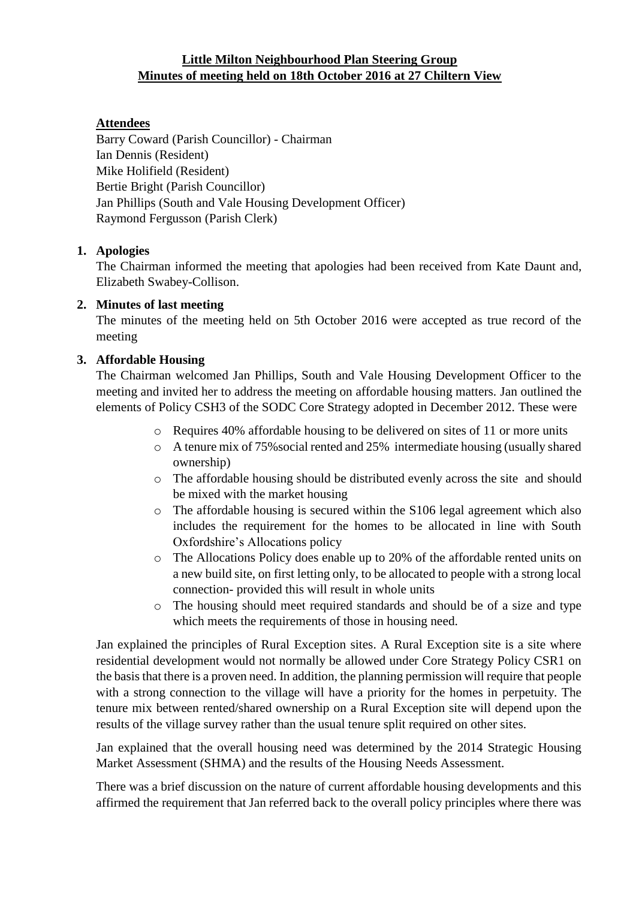**Little Milton Neighbourhood Plan Steering Group**
**Minutes of meeting held on 18th October 2016 at 27 Chiltern View**

**Attendees**

Barry Coward (Parish Councillor) - Chairman
Ian Dennis (Resident)
Mike Holifield (Resident)
Bertie Bright (Parish Councillor)
Jan Phillips (South and Vale Housing Development Officer)
Raymond Fergusson (Parish Clerk)

1. **Apologies**
   The Chairman informed the meeting that apologies had been received from Kate Daunt and, Elizabeth Swabey-Collison.

2. **Minutes of last meeting**
   The minutes of the meeting held on 5th October 2016 were accepted as true record of the meeting

3. **Affordable Housing**
   The Chairman welcomed Jan Phillips, South and Vale Housing Development Officer to the meeting and invited her to address the meeting on affordable housing matters. Jan outlined the elements of Policy CSH3 of the SODC Core Strategy adopted in December 2012. These were

   - Requires 40% affordable housing to be delivered on sites of 11 or more units
   - A tenure mix of 75%social rented and 25% intermediate housing (usually shared ownership)
   - The affordable housing should be distributed evenly across the site and should be mixed with the market housing
   - The affordable housing is secured within the S106 legal agreement which also includes the requirement for the homes to be allocated in line with South Oxfordshire's Allocations policy
   - The Allocations Policy does enable up to 20% of the affordable rented units on a new build site, on first letting only, to be allocated to people with a strong local connection- provided this will result in whole units
   - The housing should meet required standards and should be of a size and type which meets the requirements of those in housing need.

   Jan explained the principles of Rural Exception sites. A Rural Exception site is a site where residential development would not normally be allowed under Core Strategy Policy CSR1 on the basis that there is a proven need. In addition, the planning permission will require that people with a strong connection to the village will have a priority for the homes in perpetuity. The tenure mix between rented/shared ownership on a Rural Exception site will depend upon the results of the village survey rather than the usual tenure split required on other sites.

   Jan explained that the overall housing need was determined by the 2014 Strategic Housing Market Assessment (SHMA) and the results of the Housing Needs Assessment.

   There was a brief discussion on the nature of current affordable housing developments and this affirmed the requirement that Jan referred back to the overall policy principles where there was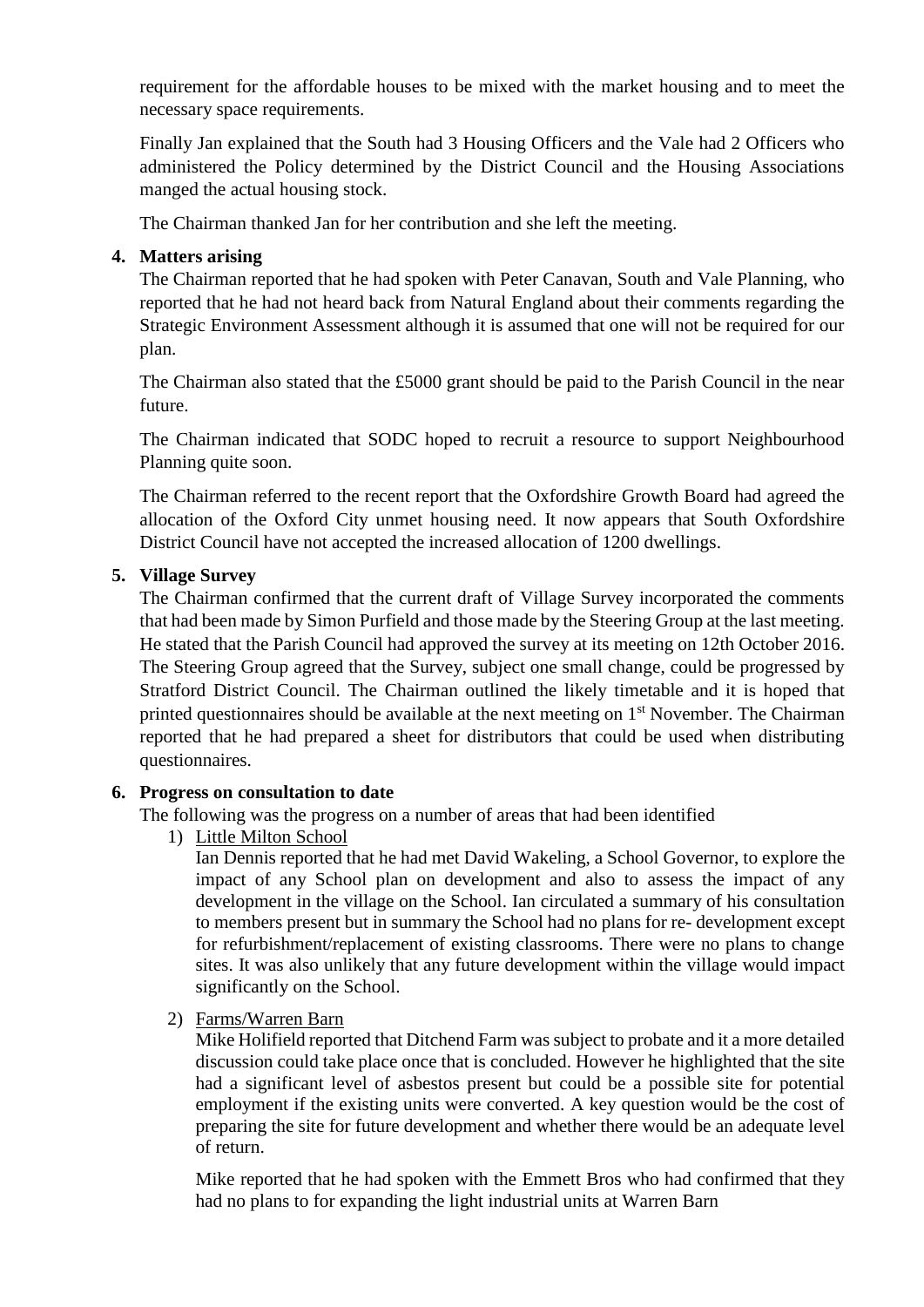requirement for the affordable houses to be mixed with the market housing and to meet the necessary space requirements.

Finally Jan explained that the South had 3 Housing Officers and the Vale had 2 Officers who administered the Policy determined by the District Council and the Housing Associations manged the actual housing stock.

The Chairman thanked Jan for her contribution and she left the meeting.

**4. Matters arising**

The Chairman reported that he had spoken with Peter Canavan, South and Vale Planning, who reported that he had not heard back from Natural England about their comments regarding the Strategic Environment Assessment although it is assumed that one will not be required for our plan.

The Chairman also stated that the £5000 grant should be paid to the Parish Council in the near future.

The Chairman indicated that SODC hoped to recruit a resource to support Neighbourhood Planning quite soon.

The Chairman referred to the recent report that the Oxfordshire Growth Board had agreed the allocation of the Oxford City unmet housing need. It now appears that South Oxfordshire District Council have not accepted the increased allocation of 1200 dwellings.

**5. Village Survey**

The Chairman confirmed that the current draft of Village Survey incorporated the comments that had been made by Simon Purfield and those made by the Steering Group at the last meeting. He stated that the Parish Council had approved the survey at its meeting on 12th October 2016. The Steering Group agreed that the Survey, subject one small change, could be progressed by Stratford District Council. The Chairman outlined the likely timetable and it is hoped that printed questionnaires should be available at the next meeting on 1st November. The Chairman reported that he had prepared a sheet for distributors that could be used when distributing questionnaires.

**6. Progress on consultation to date**

The following was the progress on a number of areas that had been identified

1) Little Milton School

   Ian Dennis reported that he had met David Wakeling, a School Governor, to explore the impact of any School plan on development and also to assess the impact of any development in the village on the School. Ian circulated a summary of his consultation to members present but in summary the School had no plans for re- development except for refurbishment/replacement of existing classrooms. There were no plans to change sites. It was also unlikely that any future development within the village would impact significantly on the School.

2) Farms/Warren Barn

   Mike Holifield reported that Ditchend Farm was subject to probate and it a more detailed discussion could take place once that is concluded. However he highlighted that the site had a significant level of asbestos present but could be a possible site for potential employment if the existing units were converted. A key question would be the cost of preparing the site for future development and whether there would be an adequate level of return.

   Mike reported that he had spoken with the Emmett Bros who had confirmed that they had no plans to for expanding the light industrial units at Warren Barn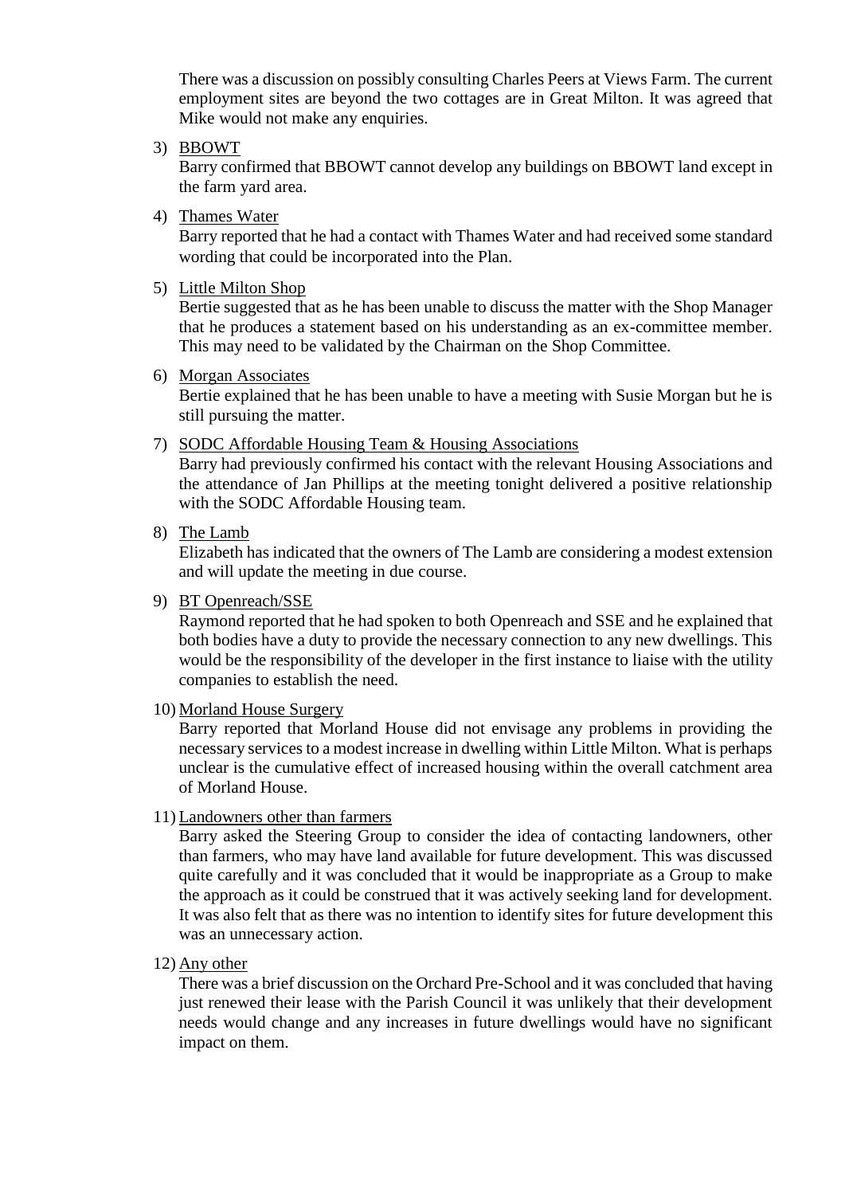There was a discussion on possibly consulting Charles Peers at Views Farm. The current employment sites are beyond the two cottages are in Great Milton. It was agreed that Mike would not make any enquiries.

3) BBOWT
   Barry confirmed that BBOWT cannot develop any buildings on BBOWT land except in the farm yard area.

4) Thames Water
   Barry reported that he had a contact with Thames Water and had received some standard wording that could be incorporated into the Plan.

5) Little Milton Shop
   Bertie suggested that as he has been unable to discuss the matter with the Shop Manager that he produces a statement based on his understanding as an ex-committee member. This may need to be validated by the Chairman on the Shop Committee.

6) Morgan Associates
   Bertie explained that he has been unable to have a meeting with Susie Morgan but he is still pursuing the matter.

7) SODC Affordable Housing Team & Housing Associations
   Barry had previously confirmed his contact with the relevant Housing Associations and the attendance of Jan Phillips at the meeting tonight delivered a positive relationship with the SODC Affordable Housing team.

8) The Lamb
   Elizabeth has indicated that the owners of The Lamb are considering a modest extension and will update the meeting in due course.

9) BT Openreach/SSE
   Raymond reported that he had spoken to both Openreach and SSE and he explained that both bodies have a duty to provide the necessary connection to any new dwellings. This would be the responsibility of the developer in the first instance to liaise with the utility companies to establish the need.

10) Morland House Surgery
    Barry reported that Morland House did not envisage any problems in providing the necessary services to a modest increase in dwelling within Little Milton. What is perhaps unclear is the cumulative effect of increased housing within the overall catchment area of Morland House.

11) Landowners other than farmers
    Barry asked the Steering Group to consider the idea of contacting landowners, other than farmers, who may have land available for future development. This was discussed quite carefully and it was concluded that it would be inappropriate as a Group to make the approach as it could be construed that it was actively seeking land for development. It was also felt that as there was no intention to identify sites for future development this was an unnecessary action.

12) Any other
    There was a brief discussion on the Orchard Pre-School and it was concluded that having just renewed their lease with the Parish Council it was unlikely that their development needs would change and any increases in future dwellings would have no significant impact on them.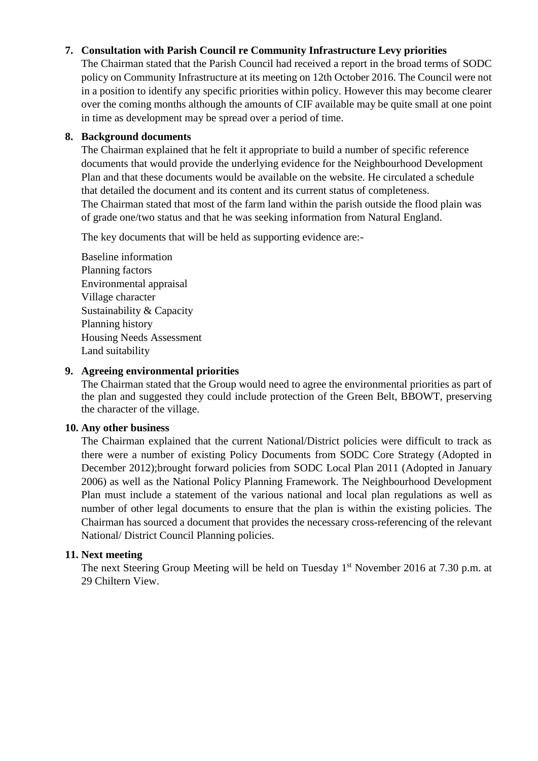**7. Consultation with Parish Council re Community Infrastructure Levy priorities**

The Chairman stated that the Parish Council had received a report in the broad terms of SODC policy on Community Infrastructure at its meeting on 12th October 2016. The Council were not in a position to identify any specific priorities within policy. However this may become clearer over the coming months although the amounts of CIF available may be quite small at one point in time as development may be spread over a period of time.

**8. Background documents**

The Chairman explained that he felt it appropriate to build a number of specific reference documents that would provide the underlying evidence for the Neighbourhood Development Plan and that these documents would be available on the website. He circulated a schedule that detailed the document and its content and its current status of completeness.
The Chairman stated that most of the farm land within the parish outside the flood plain was of grade one/two status and that he was seeking information from Natural England.

The key documents that will be held as supporting evidence are:-

Baseline information
Planning factors
Environmental appraisal
Village character
Sustainability & Capacity
Planning history
Housing Needs Assessment
Land suitability

**9. Agreeing environmental priorities**

The Chairman stated that the Group would need to agree the environmental priorities as part of the plan and suggested they could include protection of the Green Belt, BBOWT, preserving the character of the village.

**10. Any other business**

The Chairman explained that the current National/District policies were difficult to track as there were a number of existing Policy Documents from SODC Core Strategy (Adopted in December 2012);brought forward policies from SODC Local Plan 2011 (Adopted in January 2006) as well as the National Policy Planning Framework. The Neighbourhood Development Plan must include a statement of the various national and local plan regulations as well as number of other legal documents to ensure that the plan is within the existing policies. The Chairman has sourced a document that provides the necessary cross-referencing of the relevant National/ District Council Planning policies.

**11. Next meeting**

The next Steering Group Meeting will be held on Tuesday 1st November 2016 at 7.30 p.m. at 29 Chiltern View.